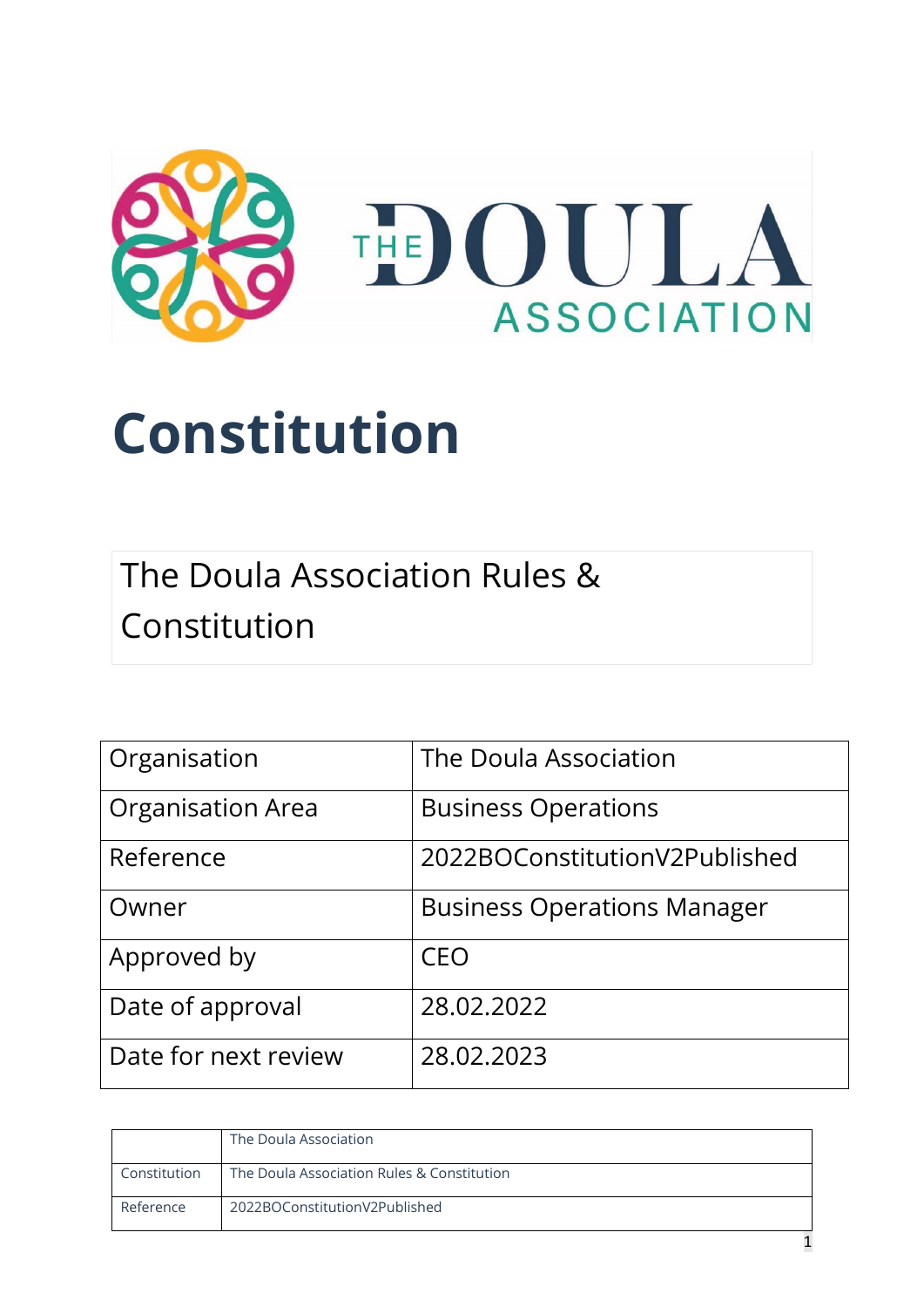THE DOULA ASSOCIATION

# Constitution

The Doula Association Rules & Constitution

| Organisation | The Doula Association |
|---|---|
| Organisation Area | Business Operations |
| Reference | 2022BOConstitutionV2Published |
| Owner | Business Operations Manager |
| Approved by | CEO |
| Date of approval | 28.02.2022 |
| Date for next review | 28.02.2023 |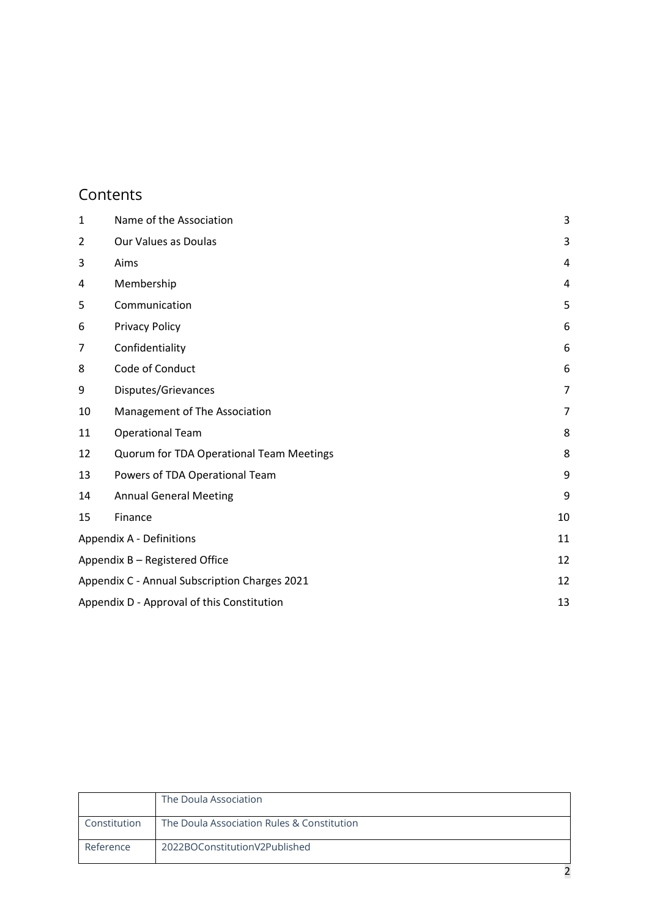## Contents

| | | |
|---|---|---|
| 1 | Name of the Association | 3 |
| 2 | Our Values as Doulas | 3 |
| 3 | Aims | 4 |
| 4 | Membership | 4 |
| 5 | Communication | 5 |
| 6 | Privacy Policy | 6 |
| 7 | Confidentiality | 6 |
| 8 | Code of Conduct | 6 |
| 9 | Disputes/Grievances | 7 |
| 10 | Management of The Association | 7 |
| 11 | Operational Team | 8 |
| 12 | Quorum for TDA Operational Team Meetings | 8 |
| 13 | Powers of TDA Operational Team | 9 |
| 14 | Annual General Meeting | 9 |
| 15 | Finance | 10 |
| Appendix A - Definitions | | 11 |
| Appendix B – Registered Office | | 12 |
| Appendix C - Annual Subscription Charges 2021 | | 12 |
| Appendix D - Approval of this Constitution | | 13 |

| | |
|---|---|
| | The Doula Association |
| Constitution | The Doula Association Rules & Constitution |
| Reference | 2022BOConstitutionV2Published |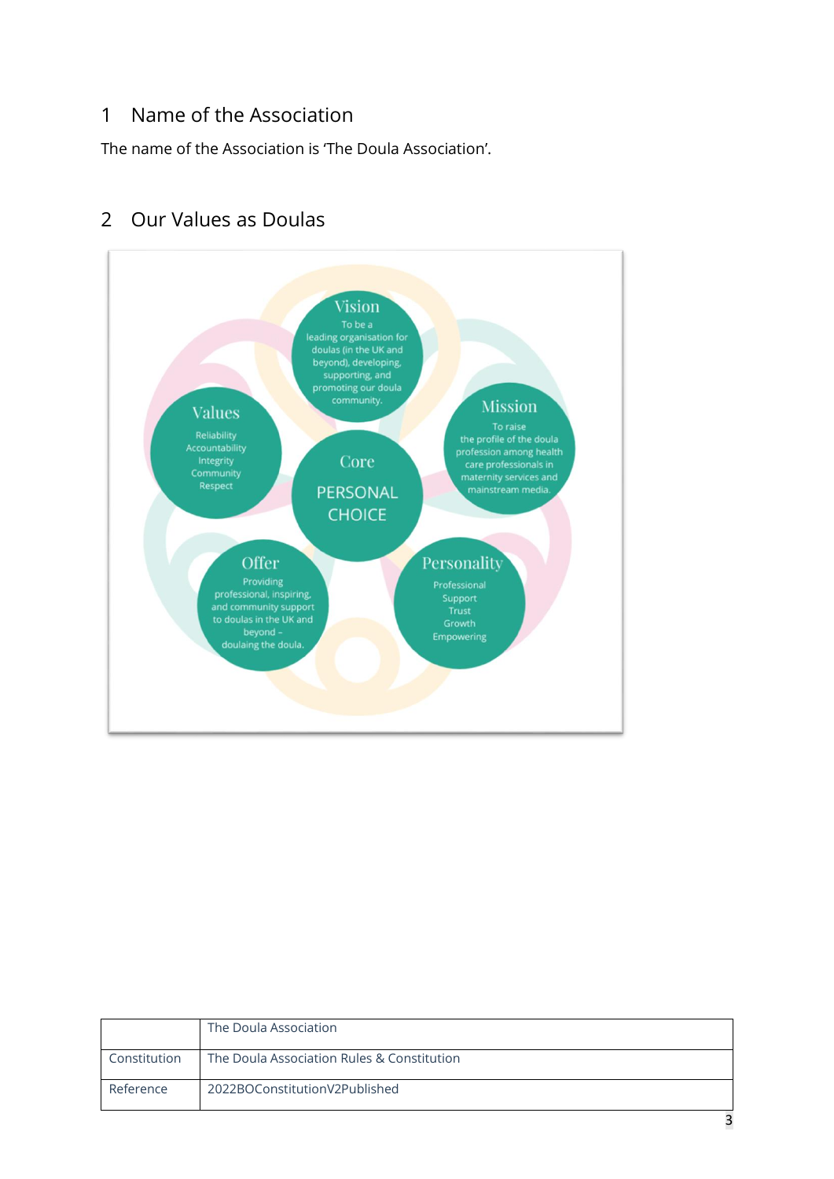## 1 Name of the Association

The name of the Association is 'The Doula Association'.

## 2 Our Values as Doulas

**Vision**
To be a leading organisation for doulas (in the UK and beyond), developing, supporting, and promoting our doula community.

**Values**
Reliability
Accountability
Integrity
Community
Respect

**Core**
PERSONAL CHOICE

**Mission**
To raise the profile of the doula profession among health care professionals in maternity services and mainstream media.

**Offer**
Providing professional, inspiring, and community support to doulas in the UK and beyond – doulaing the doula.

**Personality**
Professional
Support
Trust
Growth
Empowering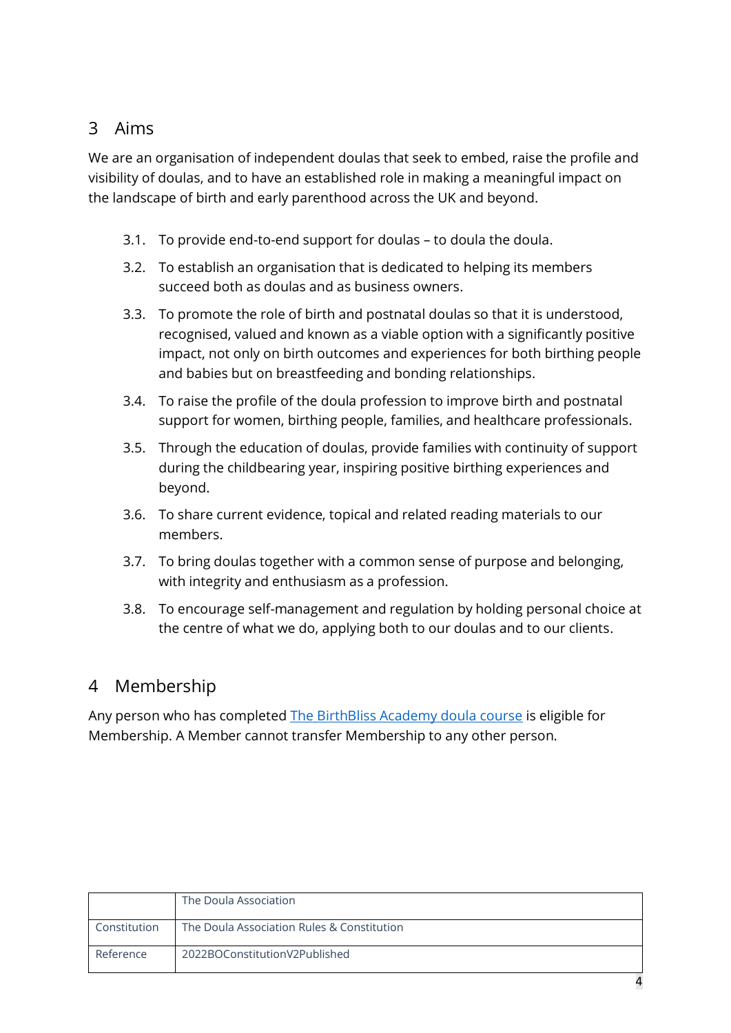## 3 Aims

We are an organisation of independent doulas that seek to embed, raise the profile and visibility of doulas, and to have an established role in making a meaningful impact on the landscape of birth and early parenthood across the UK and beyond.

3.1. To provide end-to-end support for doulas – to doula the doula.

3.2. To establish an organisation that is dedicated to helping its members succeed both as doulas and as business owners.

3.3. To promote the role of birth and postnatal doulas so that it is understood, recognised, valued and known as a viable option with a significantly positive impact, not only on birth outcomes and experiences for both birthing people and babies but on breastfeeding and bonding relationships.

3.4. To raise the profile of the doula profession to improve birth and postnatal support for women, birthing people, families, and healthcare professionals.

3.5. Through the education of doulas, provide families with continuity of support during the childbearing year, inspiring positive birthing experiences and beyond.

3.6. To share current evidence, topical and related reading materials to our members.

3.7. To bring doulas together with a common sense of purpose and belonging, with integrity and enthusiasm as a profession.

3.8. To encourage self-management and regulation by holding personal choice at the centre of what we do, applying both to our doulas and to our clients.

## 4 Membership

Any person who has completed The BirthBliss Academy doula course is eligible for Membership. A Member cannot transfer Membership to any other person.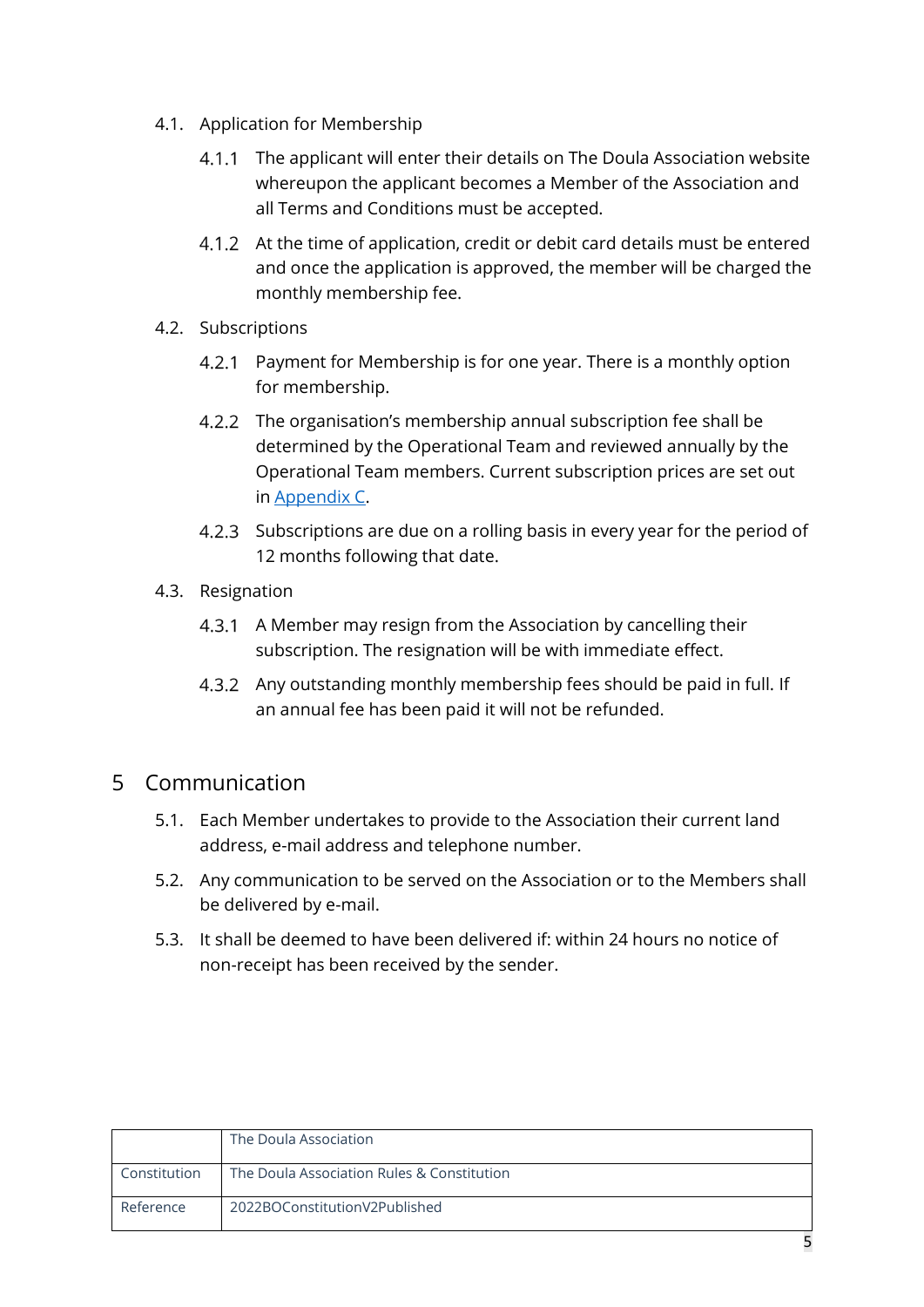4.1. Application for Membership

4.1.1 The applicant will enter their details on The Doula Association website whereupon the applicant becomes a Member of the Association and all Terms and Conditions must be accepted.

4.1.2 At the time of application, credit or debit card details must be entered and once the application is approved, the member will be charged the monthly membership fee.

4.2. Subscriptions

4.2.1 Payment for Membership is for one year. There is a monthly option for membership.

4.2.2 The organisation's membership annual subscription fee shall be determined by the Operational Team and reviewed annually by the Operational Team members. Current subscription prices are set out in Appendix C.

4.2.3 Subscriptions are due on a rolling basis in every year for the period of 12 months following that date.

4.3. Resignation

4.3.1 A Member may resign from the Association by cancelling their subscription. The resignation will be with immediate effect.

4.3.2 Any outstanding monthly membership fees should be paid in full. If an annual fee has been paid it will not be refunded.

## 5 Communication

5.1. Each Member undertakes to provide to the Association their current land address, e-mail address and telephone number.

5.2. Any communication to be served on the Association or to the Members shall be delivered by e-mail.

5.3. It shall be deemed to have been delivered if: within 24 hours no notice of non-receipt has been received by the sender.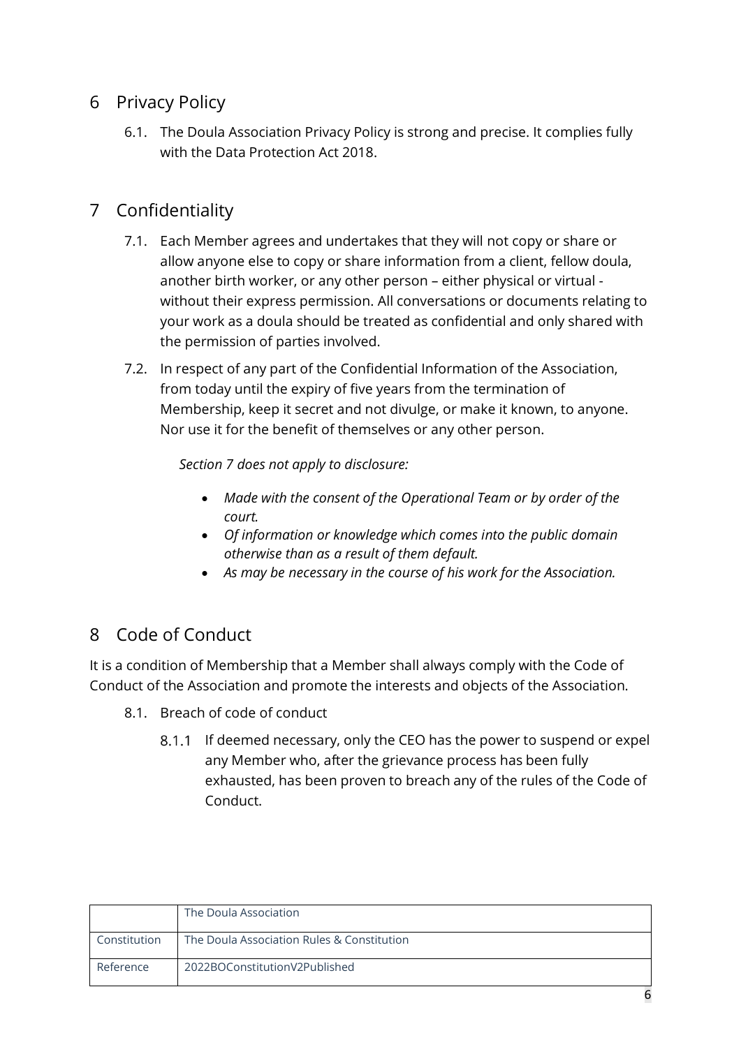## 6 Privacy Policy

6.1. The Doula Association Privacy Policy is strong and precise. It complies fully with the Data Protection Act 2018.

## 7 Confidentiality

7.1. Each Member agrees and undertakes that they will not copy or share or allow anyone else to copy or share information from a client, fellow doula, another birth worker, or any other person – either physical or virtual - without their express permission. All conversations or documents relating to your work as a doula should be treated as confidential and only shared with the permission of parties involved.

7.2. In respect of any part of the Confidential Information of the Association, from today until the expiry of five years from the termination of Membership, keep it secret and not divulge, or make it known, to anyone. Nor use it for the benefit of themselves or any other person.

*Section 7 does not apply to disclosure:*

- *Made with the consent of the Operational Team or by order of the court.*
- *Of information or knowledge which comes into the public domain otherwise than as a result of them default.*
- *As may be necessary in the course of his work for the Association.*

## 8 Code of Conduct

It is a condition of Membership that a Member shall always comply with the Code of Conduct of the Association and promote the interests and objects of the Association.

8.1. Breach of code of conduct

8.1.1 If deemed necessary, only the CEO has the power to suspend or expel any Member who, after the grievance process has been fully exhausted, has been proven to breach any of the rules of the Code of Conduct.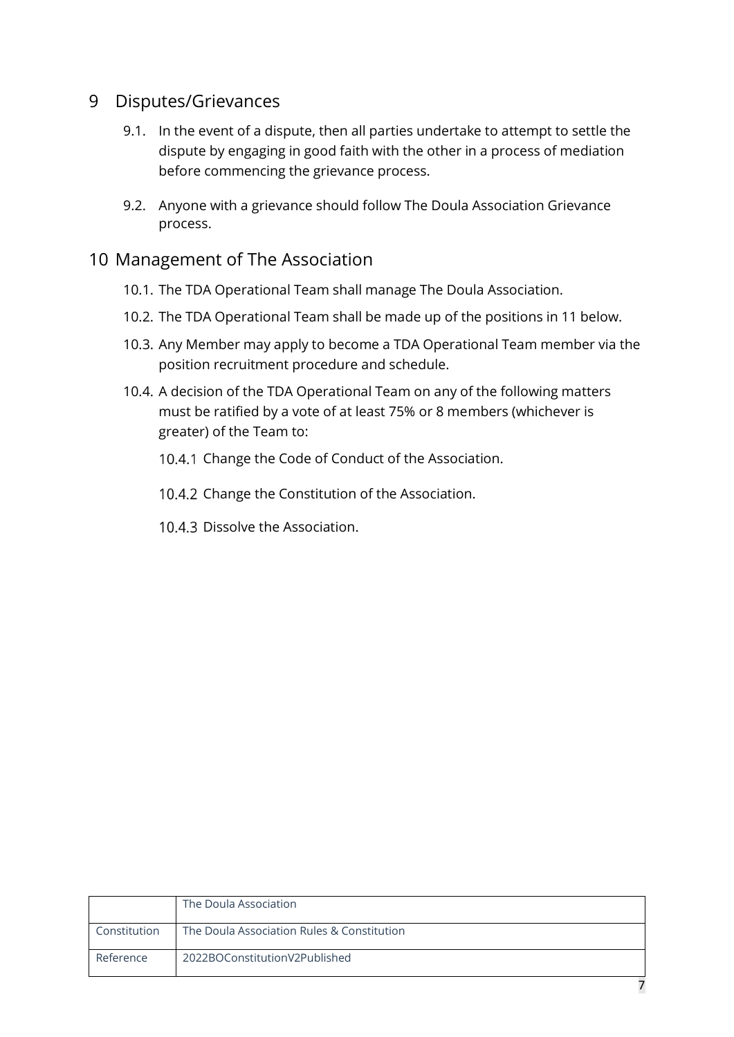## 9 Disputes/Grievances

9.1. In the event of a dispute, then all parties undertake to attempt to settle the dispute by engaging in good faith with the other in a process of mediation before commencing the grievance process.

9.2. Anyone with a grievance should follow The Doula Association Grievance process.

## 10 Management of The Association

10.1. The TDA Operational Team shall manage The Doula Association.

10.2. The TDA Operational Team shall be made up of the positions in 11 below.

10.3. Any Member may apply to become a TDA Operational Team member via the position recruitment procedure and schedule.

10.4. A decision of the TDA Operational Team on any of the following matters must be ratified by a vote of at least 75% or 8 members (whichever is greater) of the Team to:

10.4.1 Change the Code of Conduct of the Association.

10.4.2 Change the Constitution of the Association.

10.4.3 Dissolve the Association.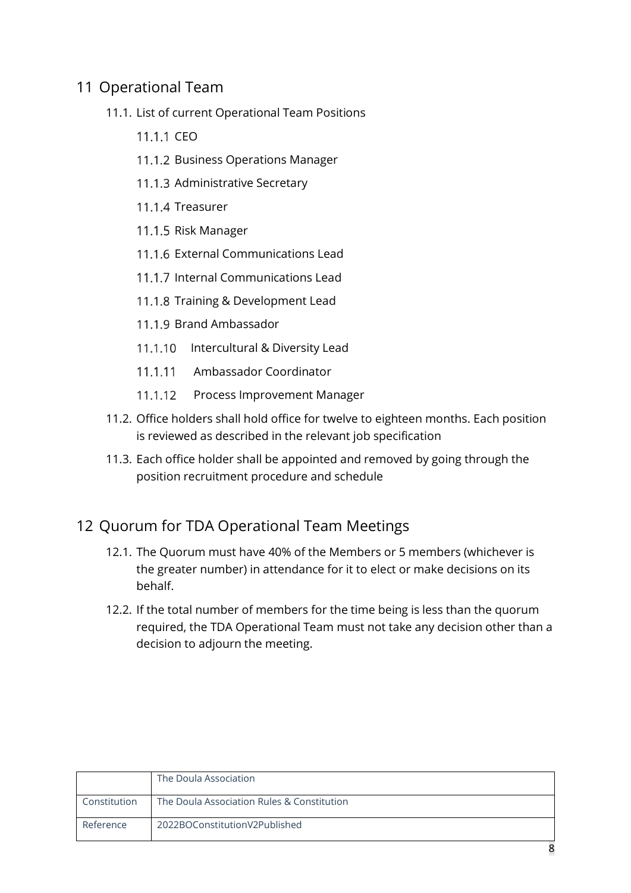# 11 Operational Team

11.1. List of current Operational Team Positions

11.1.1 CEO

11.1.2 Business Operations Manager

11.1.3 Administrative Secretary

11.1.4 Treasurer

11.1.5 Risk Manager

11.1.6 External Communications Lead

11.1.7 Internal Communications Lead

11.1.8 Training & Development Lead

11.1.9 Brand Ambassador

11.1.10 Intercultural & Diversity Lead

11.1.11 Ambassador Coordinator

11.1.12 Process Improvement Manager

11.2. Office holders shall hold office for twelve to eighteen months. Each position is reviewed as described in the relevant job specification

11.3. Each office holder shall be appointed and removed by going through the position recruitment procedure and schedule

# 12 Quorum for TDA Operational Team Meetings

12.1. The Quorum must have 40% of the Members or 5 members (whichever is the greater number) in attendance for it to elect or make decisions on its behalf.

12.2. If the total number of members for the time being is less than the quorum required, the TDA Operational Team must not take any decision other than a decision to adjourn the meeting.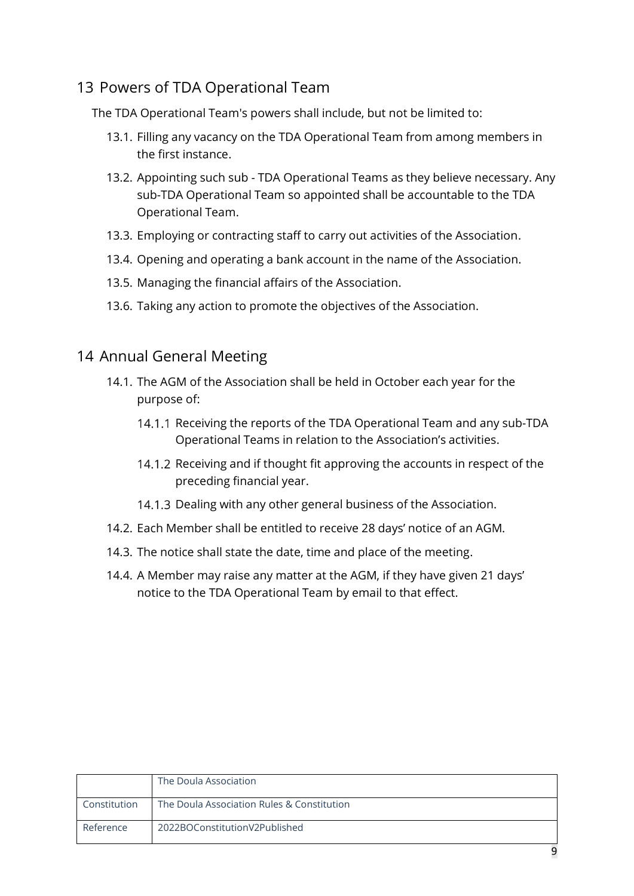## 13 Powers of TDA Operational Team

The TDA Operational Team's powers shall include, but not be limited to:

13.1. Filling any vacancy on the TDA Operational Team from among members in the first instance.

13.2. Appointing such sub - TDA Operational Teams as they believe necessary. Any sub-TDA Operational Team so appointed shall be accountable to the TDA Operational Team.

13.3. Employing or contracting staff to carry out activities of the Association.

13.4. Opening and operating a bank account in the name of the Association.

13.5. Managing the financial affairs of the Association.

13.6. Taking any action to promote the objectives of the Association.

## 14 Annual General Meeting

14.1. The AGM of the Association shall be held in October each year for the purpose of:

14.1.1 Receiving the reports of the TDA Operational Team and any sub-TDA Operational Teams in relation to the Association's activities.

14.1.2 Receiving and if thought fit approving the accounts in respect of the preceding financial year.

14.1.3 Dealing with any other general business of the Association.

14.2. Each Member shall be entitled to receive 28 days' notice of an AGM.

14.3. The notice shall state the date, time and place of the meeting.

14.4. A Member may raise any matter at the AGM, if they have given 21 days' notice to the TDA Operational Team by email to that effect.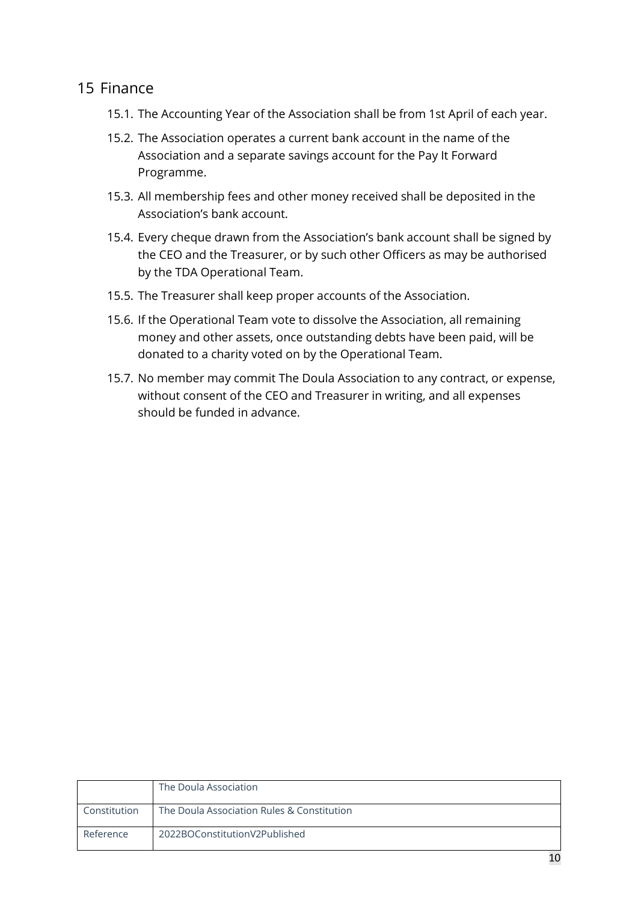## 15 Finance

15.1. The Accounting Year of the Association shall be from 1st April of each year.

15.2. The Association operates a current bank account in the name of the Association and a separate savings account for the Pay It Forward Programme.

15.3. All membership fees and other money received shall be deposited in the Association's bank account.

15.4. Every cheque drawn from the Association's bank account shall be signed by the CEO and the Treasurer, or by such other Officers as may be authorised by the TDA Operational Team.

15.5. The Treasurer shall keep proper accounts of the Association.

15.6. If the Operational Team vote to dissolve the Association, all remaining money and other assets, once outstanding debts have been paid, will be donated to a charity voted on by the Operational Team.

15.7. No member may commit The Doula Association to any contract, or expense, without consent of the CEO and Treasurer in writing, and all expenses should be funded in advance.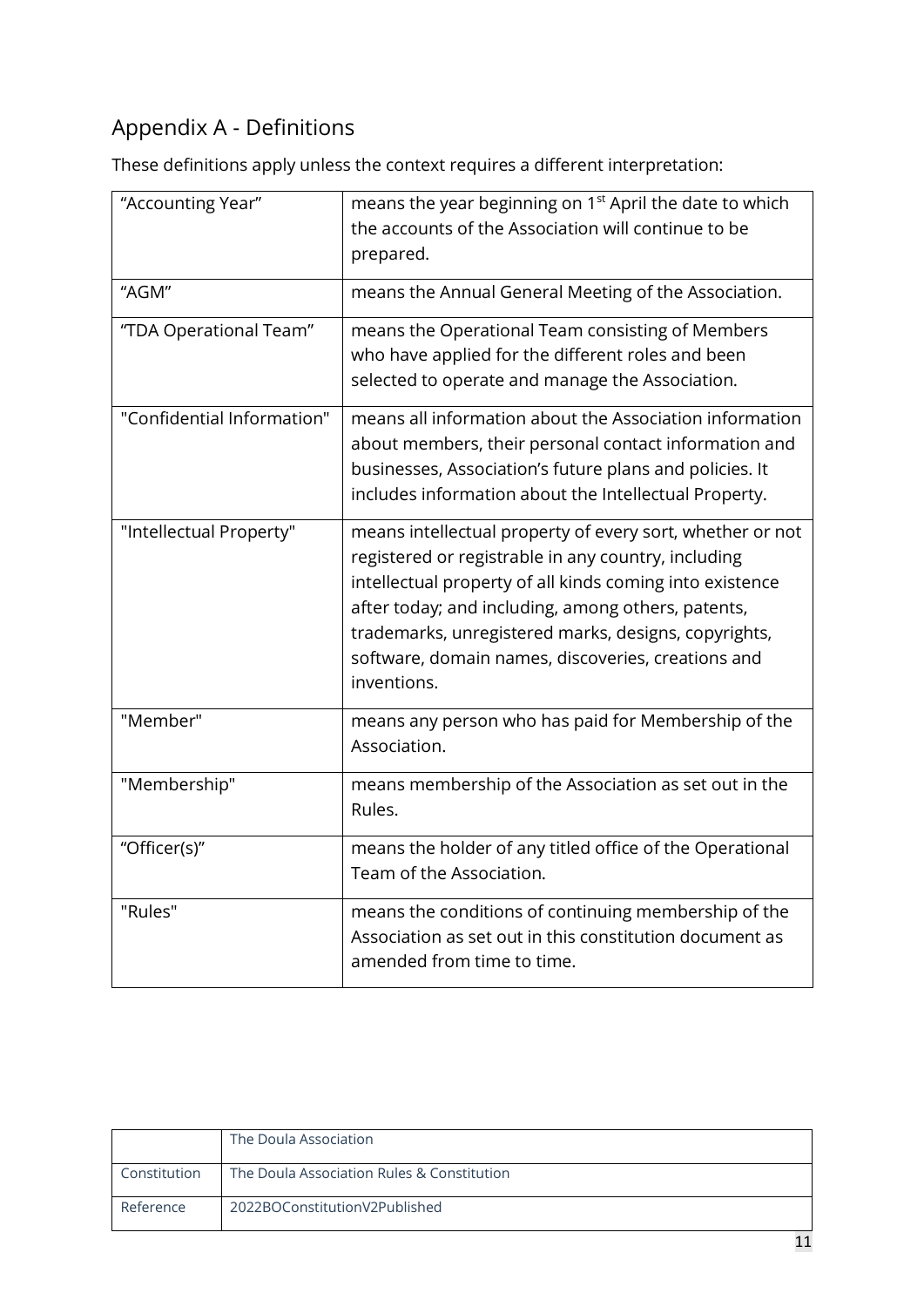## Appendix A - Definitions

These definitions apply unless the context requires a different interpretation:

| | |
|---|---|
| "Accounting Year" | means the year beginning on 1st April the date to which the accounts of the Association will continue to be prepared. |
| "AGM" | means the Annual General Meeting of the Association. |
| "TDA Operational Team" | means the Operational Team consisting of Members who have applied for the different roles and been selected to operate and manage the Association. |
| "Confidential Information" | means all information about the Association information about members, their personal contact information and businesses, Association's future plans and policies. It includes information about the Intellectual Property. |
| "Intellectual Property" | means intellectual property of every sort, whether or not registered or registrable in any country, including intellectual property of all kinds coming into existence after today; and including, among others, patents, trademarks, unregistered marks, designs, copyrights, software, domain names, discoveries, creations and inventions. |
| "Member" | means any person who has paid for Membership of the Association. |
| "Membership" | means membership of the Association as set out in the Rules. |
| "Officer(s)" | means the holder of any titled office of the Operational Team of the Association. |
| "Rules" | means the conditions of continuing membership of the Association as set out in this constitution document as amended from time to time. |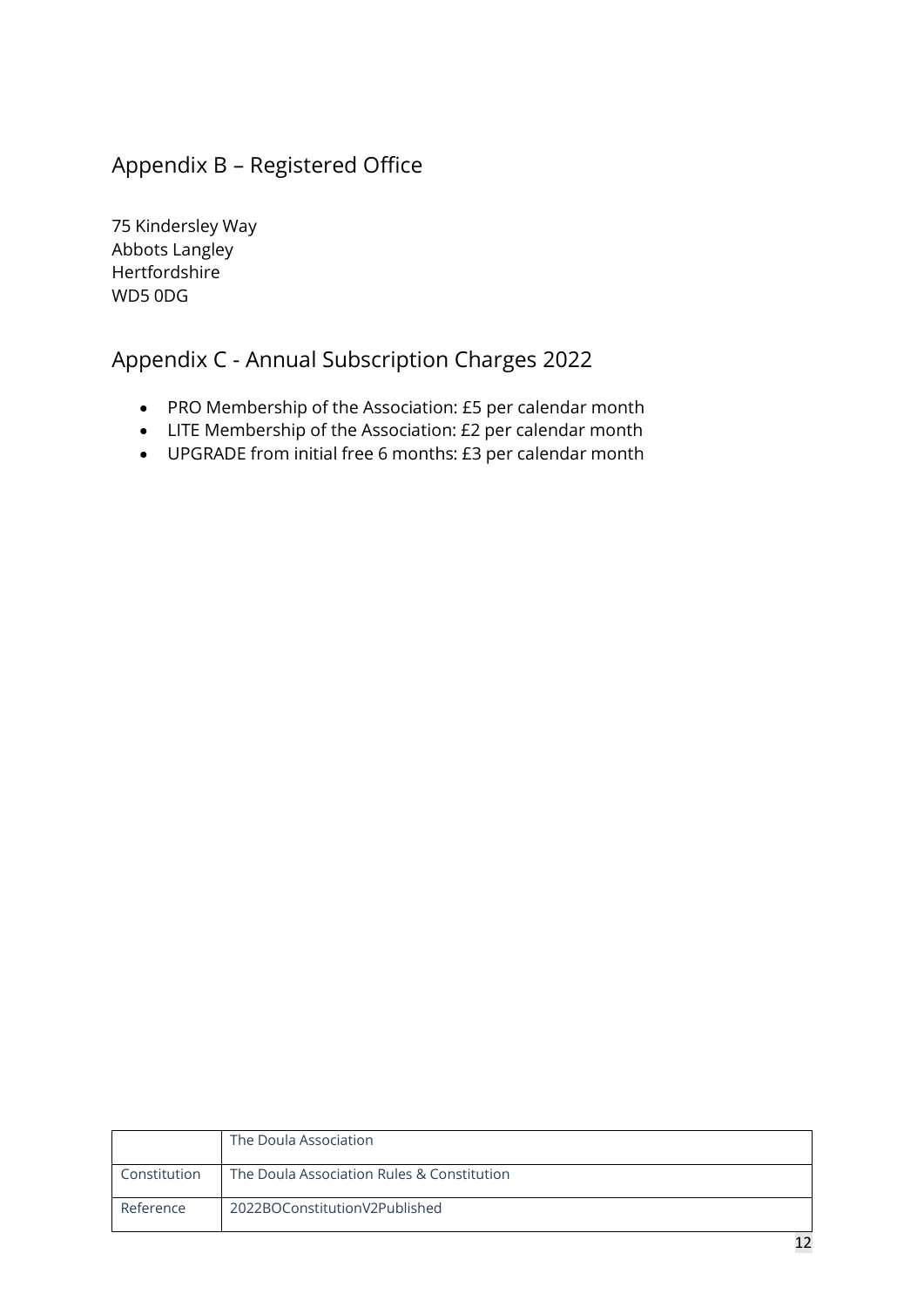## Appendix B – Registered Office

75 Kindersley Way
Abbots Langley
Hertfordshire
WD5 0DG

## Appendix C - Annual Subscription Charges 2022

- PRO Membership of the Association: £5 per calendar month
- LITE Membership of the Association: £2 per calendar month
- UPGRADE from initial free 6 months: £3 per calendar month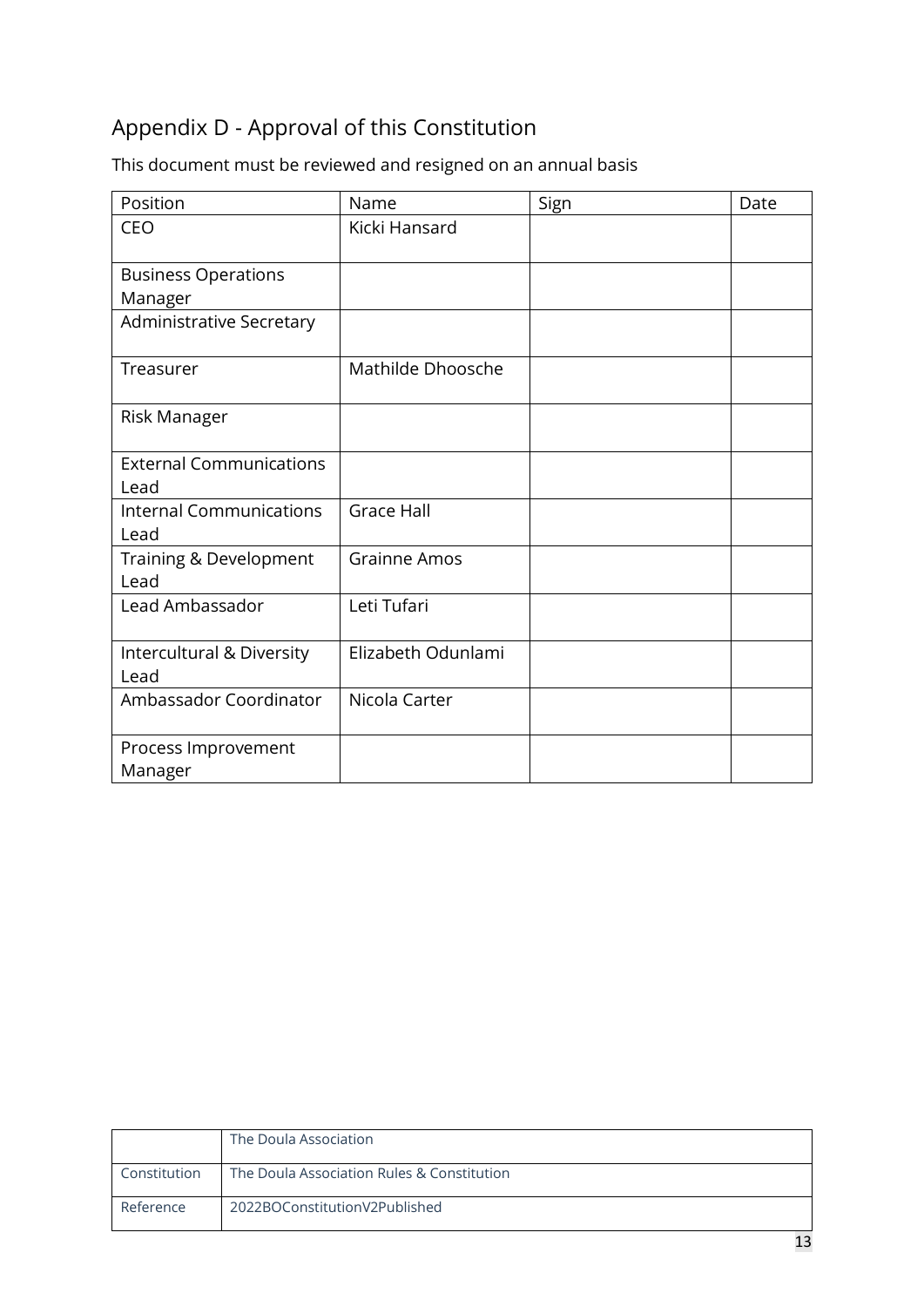## Appendix D - Approval of this Constitution

This document must be reviewed and resigned on an annual basis

| Position | Name | Sign | Date |
|---|---|---|---|
| CEO | Kicki Hansard | | |
| Business Operations Manager | | | |
| Administrative Secretary | | | |
| Treasurer | Mathilde Dhoosche | | |
| Risk Manager | | | |
| External Communications Lead | | | |
| Internal Communications Lead | Grace Hall | | |
| Training & Development Lead | Grainne Amos | | |
| Lead Ambassador | Leti Tufari | | |
| Intercultural & Diversity Lead | Elizabeth Odunlami | | |
| Ambassador Coordinator | Nicola Carter | | |
| Process Improvement Manager | | | |